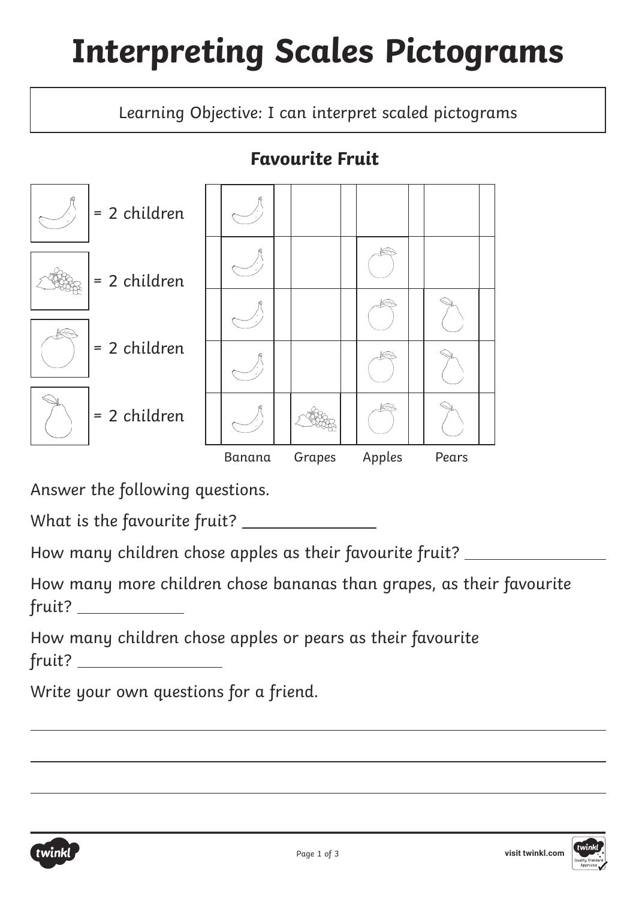# Interpreting Scales Pictograms

Learning Objective: I can interpret scaled pictograms

## Favourite Fruit

| Key | |
|---|---|
| Banana | = 2 children |
| Grapes | = 2 children |
| Apple | = 2 children |
| Pear | = 2 children |

| Banana | Grapes | Apples | Pears |
|---|---|---|---|
| 🍌 | | | |
| 🍌 | | 🍎 | |
| 🍌 | | 🍎 | 🍐 |
| 🍌 | | 🍎 | 🍐 |
| 🍌 | 🍇 | 🍎 | 🍐 |

Answer the following questions.

What is the favourite fruit? ______________

How many children chose apples as their favourite fruit? ______________

How many more children chose bananas than grapes, as their favourite fruit? ___________

How many children chose apples or pears as their favourite fruit? ______________

Write your own questions for a friend.

______________________________________________

______________________________________________

______________________________________________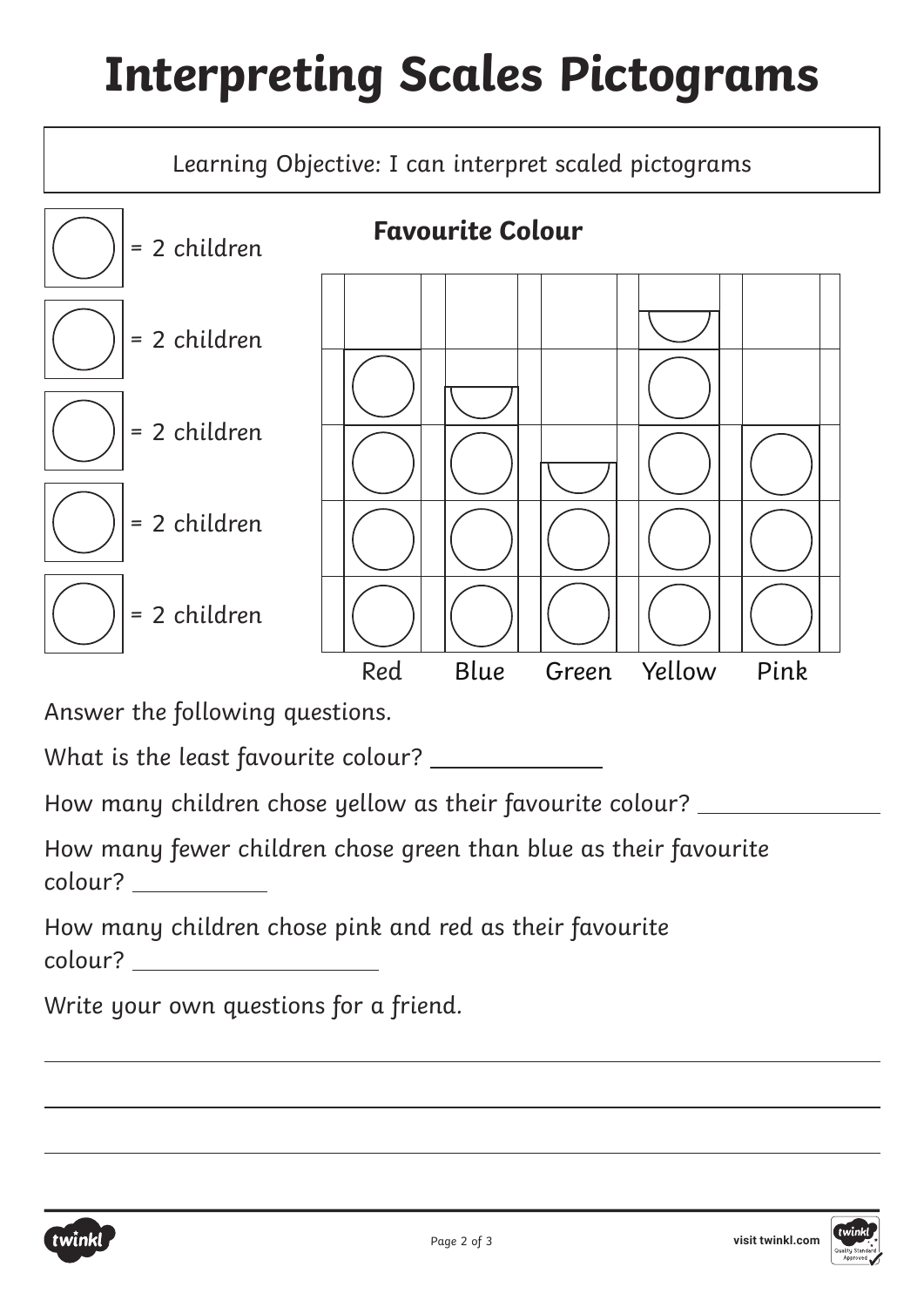# Interpreting Scales Pictograms

Learning Objective: I can interpret scaled pictograms

○ = 2 children

○ = 2 children

○ = 2 children

○ = 2 children

○ = 2 children

**Favourite Colour**

| Red | Blue | Green | Yellow | Pink |
| --- | --- | --- | --- | --- |
| ○○○○ | ○○○◡ | ○○◡ | ○○○○◡ | ○○○ |

Answer the following questions.

What is the least favourite colour? ____________

How many children chose yellow as their favourite colour? ____________

How many fewer children chose green than blue as their favourite colour? ____________

How many children chose pink and red as their favourite colour? ____________

Write your own questions for a friend.

______________________________________________

______________________________________________

______________________________________________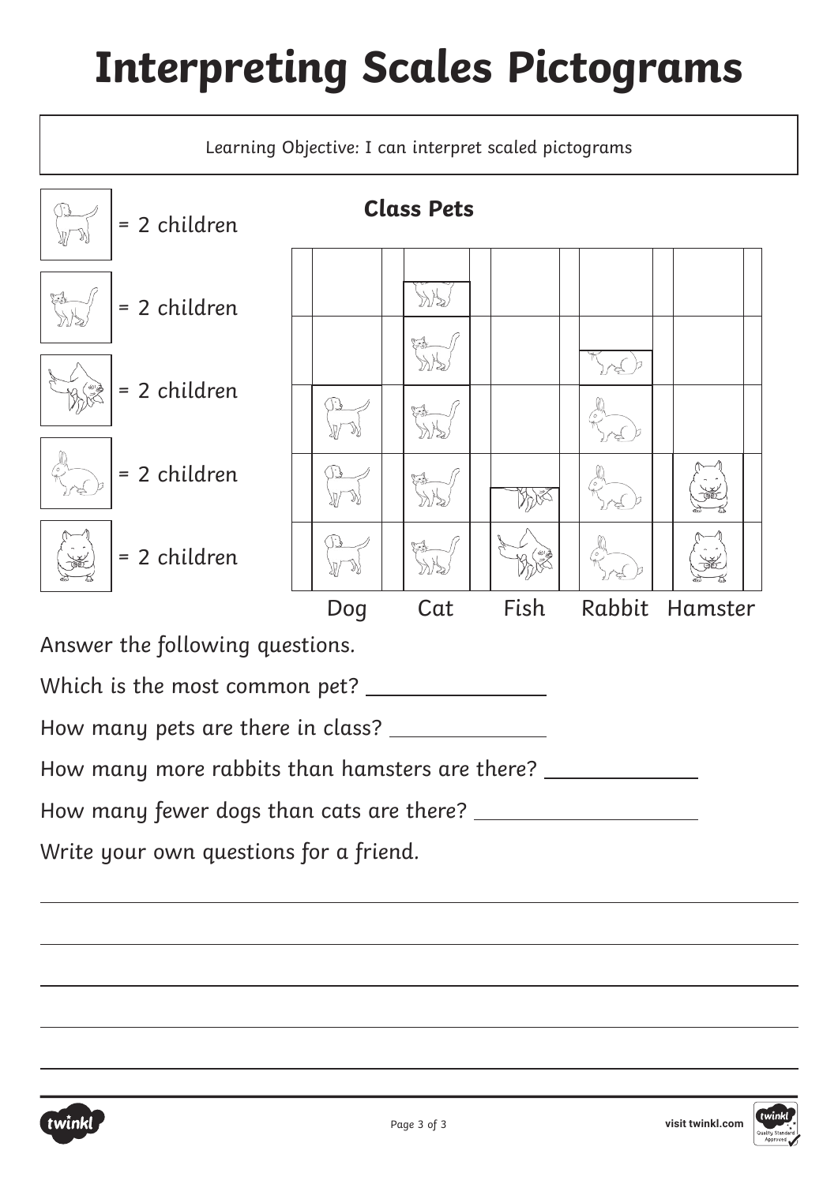# Interpreting Scales Pictograms

Learning Objective: I can interpret scaled pictograms

| Key | |
|---|---|
| Dog | = 2 children |
| Cat | = 2 children |
| Fish | = 2 children |
| Rabbit | = 2 children |
| Hamster | = 2 children |

**Class Pets**

| Dog | Cat | Fish | Rabbit | Hamster |
|---|---|---|---|---|
| 3 | 4½ | 1½ | 3½ | 2 |

Answer the following questions.

Which is the most common pet? ________________

How many pets are there in class? ________________

How many more rabbits than hamsters are there? ________________

How many fewer dogs than cats are there? ________________

Write your own questions for a friend.

______________________________________________________________

______________________________________________________________

______________________________________________________________

______________________________________________________________

______________________________________________________________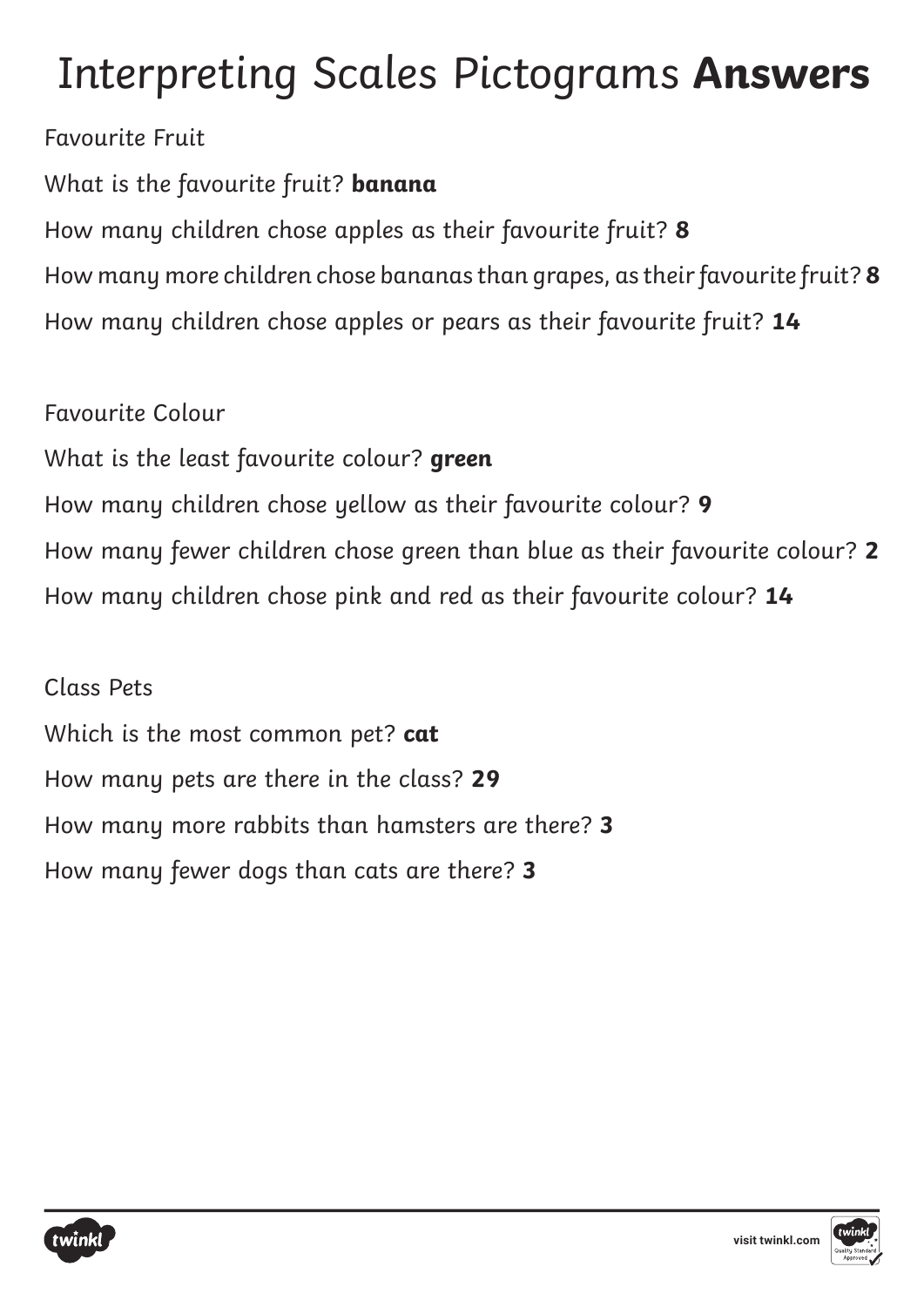# Interpreting Scales Pictograms **Answers**

Favourite Fruit

What is the favourite fruit? **banana**

How many children chose apples as their favourite fruit? **8**

How many more children chose bananas than grapes, as their favourite fruit? **8**

How many children chose apples or pears as their favourite fruit? **14**

Favourite Colour

What is the least favourite colour? **green**

How many children chose yellow as their favourite colour? **9**

How many fewer children chose green than blue as their favourite colour? **2**

How many children chose pink and red as their favourite colour? **14**

Class Pets

Which is the most common pet? **cat**

How many pets are there in the class? **29**

How many more rabbits than hamsters are there? **3**

How many fewer dogs than cats are there? **3**